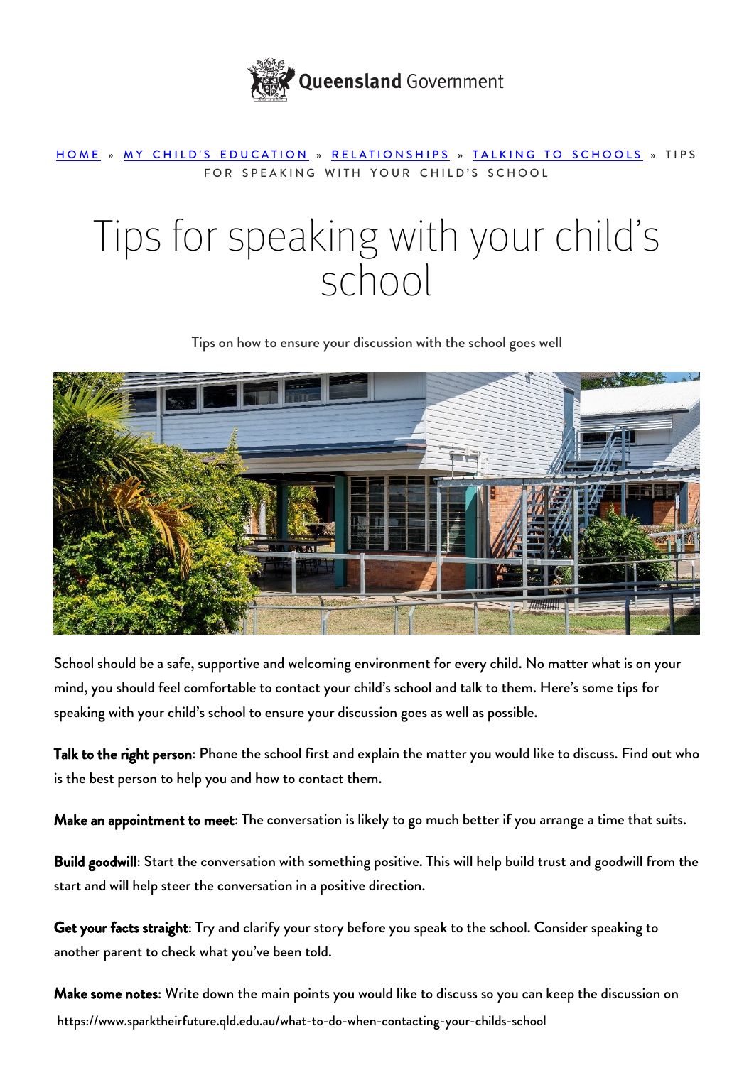HOME » MY CHILD'S EDUCATION » RELATIONSHIPS » TALKING TO SCHOOLS » TIPS FOR SPEAKING WITH YOUR CHILD'S SCHOOL

# Tips for speaking with your child's school

Tips on how to ensure your discussion with the school goes well

School should be a safe, supportive and welcoming environment for every child. No matter what is on your mind, you should feel comfortable to contact your child's school and talk to them. Here's some tips for speaking with your child's school to ensure your discussion goes as well as possible.

**Talk to the right person**: Phone the school first and explain the matter you would like to discuss. Find out who is the best person to help you and how to contact them.

**Make an appointment to meet**: The conversation is likely to go much better if you arrange a time that suits.

**Build goodwill**: Start the conversation with something positive. This will help build trust and goodwill from the start and will help steer the conversation in a positive direction.

**Get your facts straight**: Try and clarify your story before you speak to the school. Consider speaking to another parent to check what you've been told.

**Make some notes**: Write down the main points you would like to discuss so you can keep the discussion on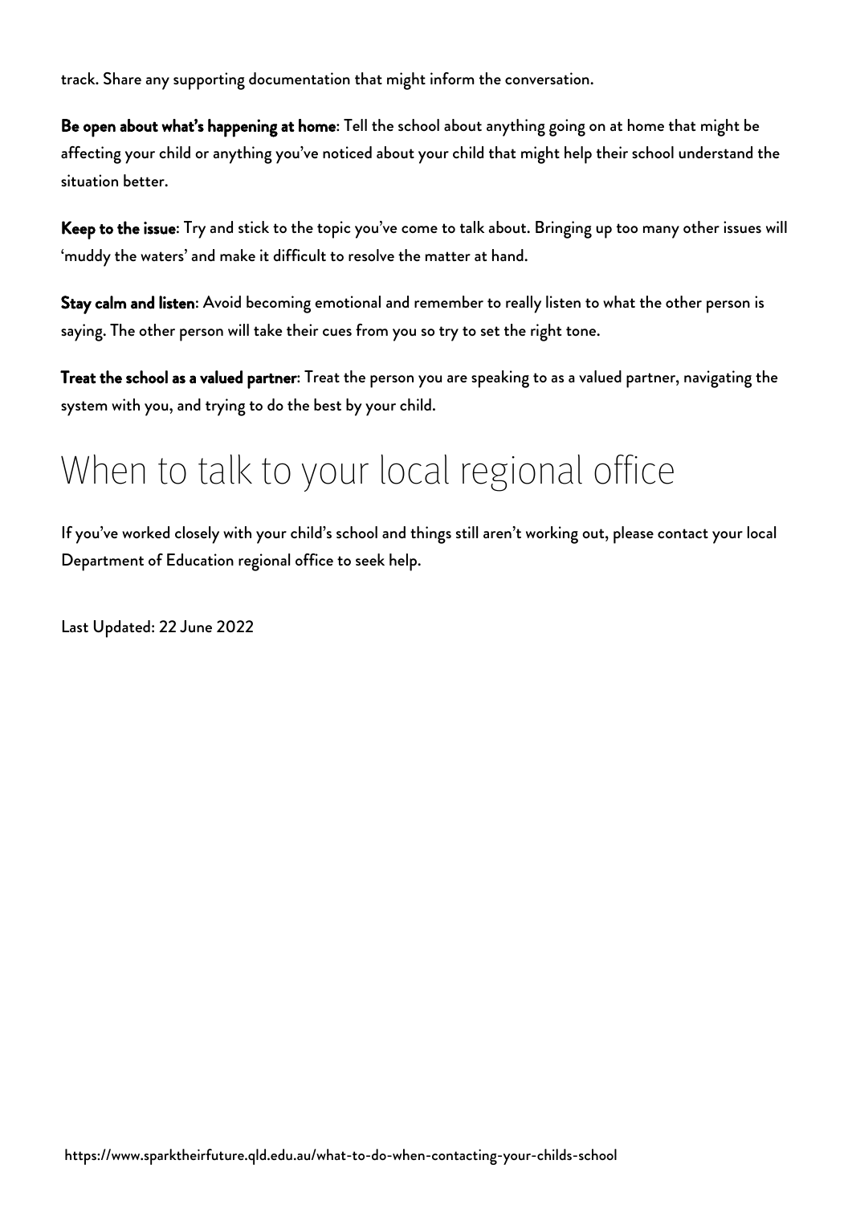track. Share any supporting documentation that might inform the conversation.

**Be open about what's happening at home**: Tell the school about anything going on at home that might be affecting your child or anything you've noticed about your child that might help their school understand the situation better.

**Keep to the issue**: Try and stick to the topic you've come to talk about. Bringing up too many other issues will 'muddy the waters' and make it difficult to resolve the matter at hand.

**Stay calm and listen**: Avoid becoming emotional and remember to really listen to what the other person is saying. The other person will take their cues from you so try to set the right tone.

**Treat the school as a valued partner**: Treat the person you are speaking to as a valued partner, navigating the system with you, and trying to do the best by your child.

# When to talk to your local regional office

If you've worked closely with your child's school and things still aren't working out, please contact your local Department of Education regional office to seek help.

Last Updated: 22 June 2022

https://www.sparktheirfuture.qld.edu.au/what-to-do-when-contacting-your-childs-school